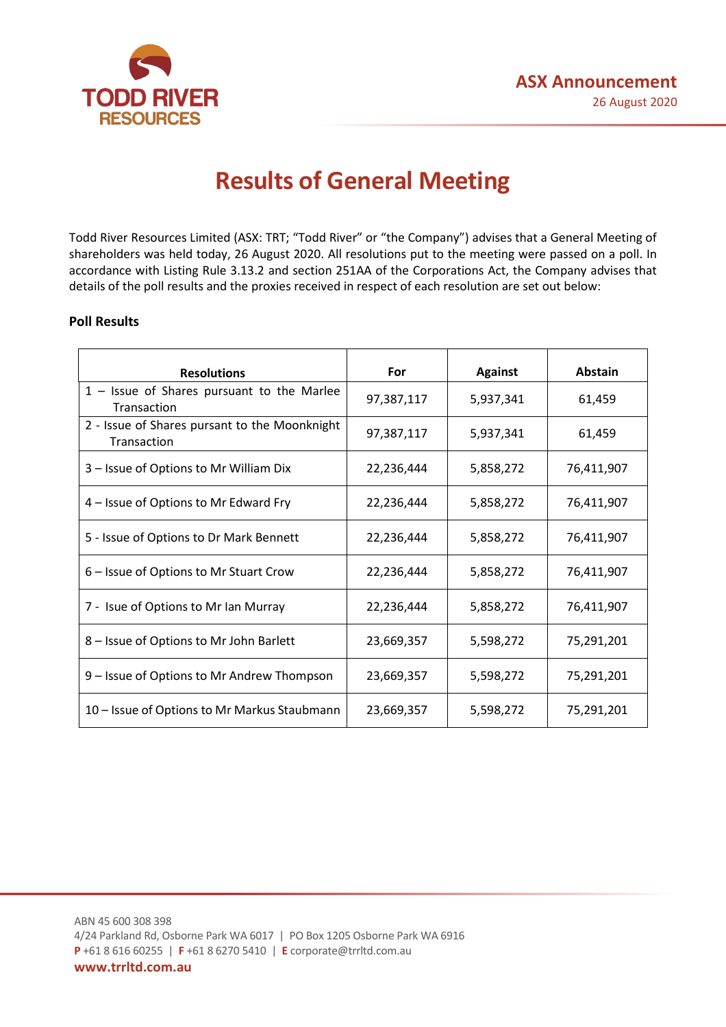TODD RIVER RESOURCES

**ASX Announcement**
26 August 2020

# Results of General Meeting

Todd River Resources Limited (ASX: TRT; "Todd River" or "the Company") advises that a General Meeting of shareholders was held today, 26 August 2020. All resolutions put to the meeting were passed on a poll. In accordance with Listing Rule 3.13.2 and section 251AA of the Corporations Act, the Company advises that details of the poll results and the proxies received in respect of each resolution are set out below:

**Poll Results**

| Resolutions | For | Against | Abstain |
|---|---|---|---|
| 1 – Issue of Shares pursuant to the Marlee Transaction | 97,387,117 | 5,937,341 | 61,459 |
| 2 - Issue of Shares pursant to the Moonknight Transaction | 97,387,117 | 5,937,341 | 61,459 |
| 3 – Issue of Options to Mr William Dix | 22,236,444 | 5,858,272 | 76,411,907 |
| 4 – Issue of Options to Mr Edward Fry | 22,236,444 | 5,858,272 | 76,411,907 |
| 5 - Issue of Options to Dr Mark Bennett | 22,236,444 | 5,858,272 | 76,411,907 |
| 6 – Issue of Options to Mr Stuart Crow | 22,236,444 | 5,858,272 | 76,411,907 |
| 7 - Isue of Options to Mr Ian Murray | 22,236,444 | 5,858,272 | 76,411,907 |
| 8 – Issue of Options to Mr John Barlett | 23,669,357 | 5,598,272 | 75,291,201 |
| 9 – Issue of Options to Mr Andrew Thompson | 23,669,357 | 5,598,272 | 75,291,201 |
| 10 – Issue of Options to Mr Markus Staubmann | 23,669,357 | 5,598,272 | 75,291,201 |

ABN 45 600 308 398
4/24 Parkland Rd, Osborne Park WA 6017 | PO Box 1205 Osborne Park WA 6916
**P** +61 8 616 60255 | **F** +61 8 6270 5410 | **E** corporate@trrltd.com.au
**www.trrltd.com.au**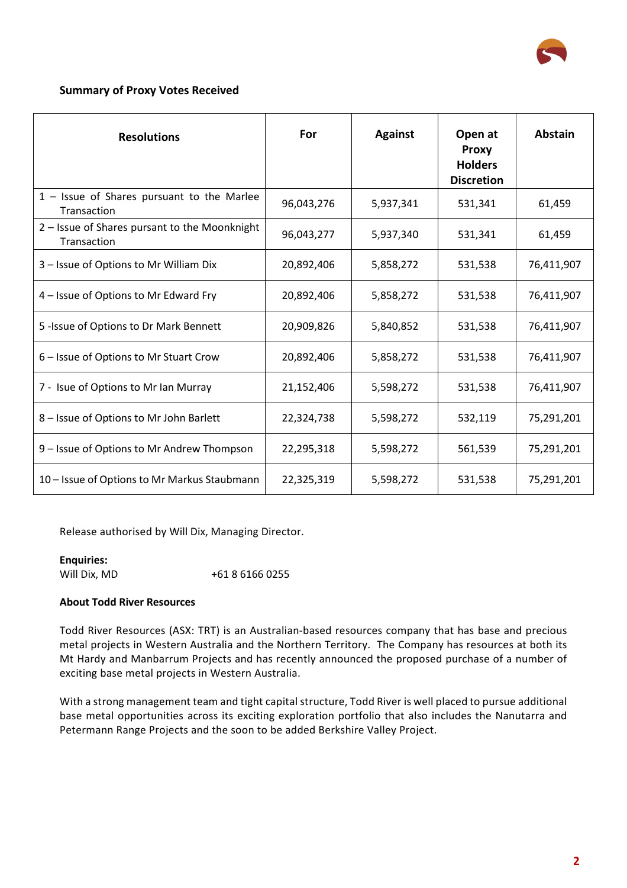**Summary of Proxy Votes Received**

| Resolutions | For | Against | Open at Proxy Holders Discretion | Abstain |
|---|---|---|---|---|
| 1 – Issue of Shares pursuant to the Marlee Transaction | 96,043,276 | 5,937,341 | 531,341 | 61,459 |
| 2 – Issue of Shares pursant to the Moonknight Transaction | 96,043,277 | 5,937,340 | 531,341 | 61,459 |
| 3 – Issue of Options to Mr William Dix | 20,892,406 | 5,858,272 | 531,538 | 76,411,907 |
| 4 – Issue of Options to Mr Edward Fry | 20,892,406 | 5,858,272 | 531,538 | 76,411,907 |
| 5 -Issue of Options to Dr Mark Bennett | 20,909,826 | 5,840,852 | 531,538 | 76,411,907 |
| 6 – Issue of Options to Mr Stuart Crow | 20,892,406 | 5,858,272 | 531,538 | 76,411,907 |
| 7 - Isue of Options to Mr Ian Murray | 21,152,406 | 5,598,272 | 531,538 | 76,411,907 |
| 8 – Issue of Options to Mr John Barlett | 22,324,738 | 5,598,272 | 532,119 | 75,291,201 |
| 9 – Issue of Options to Mr Andrew Thompson | 22,295,318 | 5,598,272 | 561,539 | 75,291,201 |
| 10 – Issue of Options to Mr Markus Staubmann | 22,325,319 | 5,598,272 | 531,538 | 75,291,201 |

Release authorised by Will Dix, Managing Director.

**Enquiries:**
Will Dix, MD +61 8 6166 0255

**About Todd River Resources**

Todd River Resources (ASX: TRT) is an Australian-based resources company that has base and precious metal projects in Western Australia and the Northern Territory. The Company has resources at both its Mt Hardy and Manbarrum Projects and has recently announced the proposed purchase of a number of exciting base metal projects in Western Australia.

With a strong management team and tight capital structure, Todd River is well placed to pursue additional base metal opportunities across its exciting exploration portfolio that also includes the Nanutarra and Petermann Range Projects and the soon to be added Berkshire Valley Project.